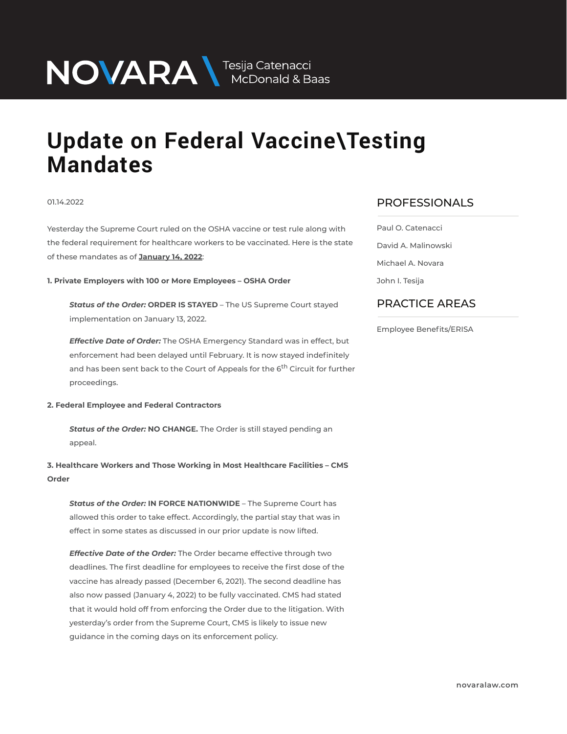NOVARA Tesija Catenacci McDonald & Baas

# Update on Federal Vaccine\Testing Mandates

01.14.2022

Yesterday the Supreme Court ruled on the OSHA vaccine or test rule along with the federal requirement for healthcare workers to be vaccinated. Here is the state of these mandates as of **January 14, 2022**:

**1. Private Employers with 100 or More Employees – OSHA Order**

> ***Status of the Order:*** **ORDER IS STAYED** – The US Supreme Court stayed implementation on January 13, 2022.
>
> ***Effective Date of Order:*** The OSHA Emergency Standard was in effect, but enforcement had been delayed until February. It is now stayed indefinitely and has been sent back to the Court of Appeals for the 6th Circuit for further proceedings.

**2. Federal Employee and Federal Contractors**

> ***Status of the Order:*** **NO CHANGE.** The Order is still stayed pending an appeal.

**3. Healthcare Workers and Those Working in Most Healthcare Facilities – CMS Order**

> ***Status of the Order:*** **IN FORCE NATIONWIDE** – The Supreme Court has allowed this order to take effect. Accordingly, the partial stay that was in effect in some states as discussed in our prior update is now lifted.
>
> ***Effective Date of the Order:*** The Order became effective through two deadlines. The first deadline for employees to receive the first dose of the vaccine has already passed (December 6, 2021). The second deadline has also now passed (January 4, 2022) to be fully vaccinated. CMS had stated that it would hold off from enforcing the Order due to the litigation. With yesterday's order from the Supreme Court, CMS is likely to issue new guidance in the coming days on its enforcement policy.

## PROFESSIONALS

Paul O. Catenacci

David A. Malinowski

Michael A. Novara

John I. Tesija

## PRACTICE AREAS

Employee Benefits/ERISA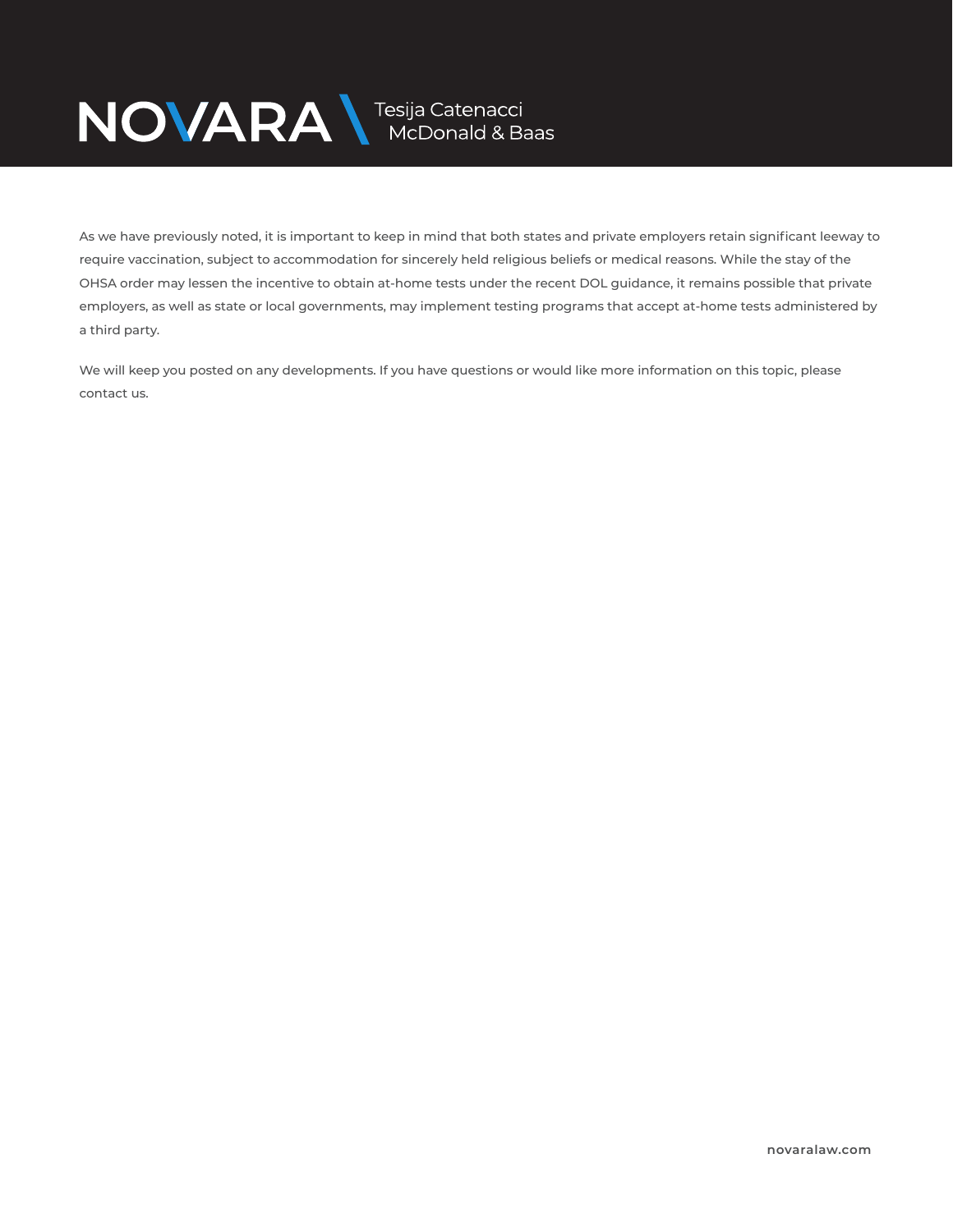As we have previously noted, it is important to keep in mind that both states and private employers retain significant leeway to require vaccination, subject to accommodation for sincerely held religious beliefs or medical reasons. While the stay of the OHSA order may lessen the incentive to obtain at-home tests under the recent DOL guidance, it remains possible that private employers, as well as state or local governments, may implement testing programs that accept at-home tests administered by a third party.

We will keep you posted on any developments. If you have questions or would like more information on this topic, please contact us.